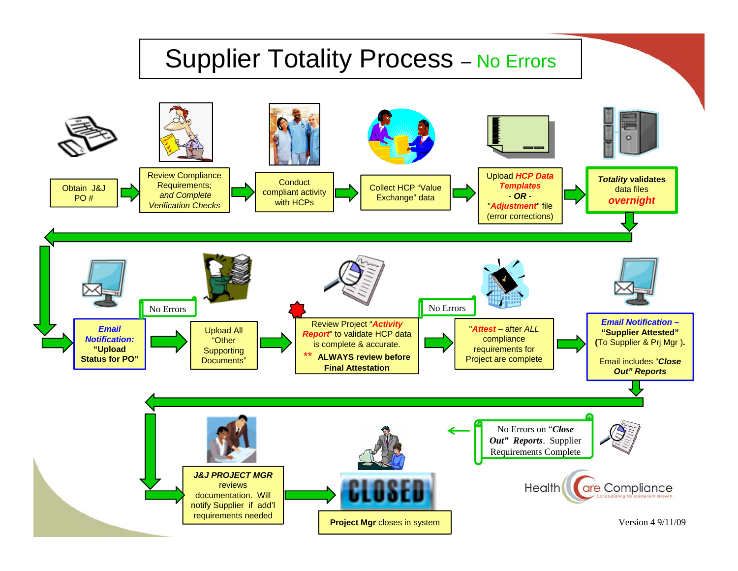# Supplier Totality Process – No Errors

1. Obtain J&J PO #
2. Review Compliance Requirements; *and Complete Verification Checks*
3. Conduct compliant activity with HCPs
4. Collect HCP "Value Exchange" data
5. Upload ***HCP Data Templates*** - ***OR*** - "***Adjustment***" file (error corrections)
6. ***Totality* validates** data files ***overnight***

---

7. ***Email Notification:*** **"Upload Status for PO"**
   - No Errors
8. Upload All "Other Supporting Documents"
9. Review Project "***Activity Report***" to validate HCP data is complete & accurate.
   ** **ALWAYS review before Final Attestation**
   - No Errors
10. "***Attest*** – after ALL compliance requirements for Project are complete
11. ***Email Notification –*** **"Supplier Attested"** **(**To Supplier & Prj Mgr **).**
    Email includes "***Close Out" Reports***

---

No Errors on "***Close Out" Reports***. Supplier Requirements Complete

12. ***J&J PROJECT MGR*** reviews documentation. Will notify Supplier if add'l requirements needed
13. CLOSED – **Project Mgr** closes in system

Health Care Compliance – Collaborating for Compliant Growth

Version 4 9/11/09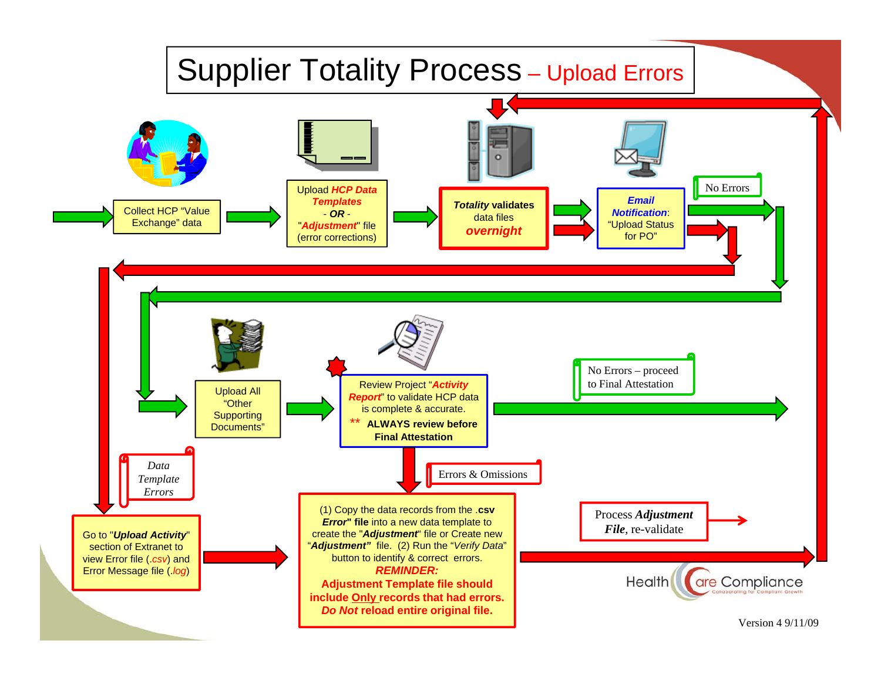# Supplier Totality Process – Upload Errors

Collect HCP "Value Exchange" data

Upload **HCP Data Templates** - **OR** - "**Adjustment**" file (error corrections)

***Totality*** **validates** data files ***overnight***

***Email Notification***: "Upload Status for PO"

No Errors

Upload All "Other Supporting Documents"

Review Project "***Activity Report***" to validate HCP data is complete & accurate.
** **ALWAYS review before Final Attestation**

No Errors – proceed to Final Attestation

*Data Template Errors*

Errors & Omissions

Go to "***Upload Activity***" section of Extranet to view Error file (*.csv*) and Error Message file (*.log*)

(1) Copy the data records from the **.csv *Error*" file** into a new data template to create the "***Adjustment***" file or Create new "***Adjustment***" file. (2) Run the "*Verify Data*" button to identify & correct errors.
***REMINDER:***
**Adjustment Template file should include Only records that had errors. *Do Not* reload entire original file.**

Process ***Adjustment File***, re-validate

Health Care Compliance
Collaborating for Compliant Growth

Version 4 9/11/09